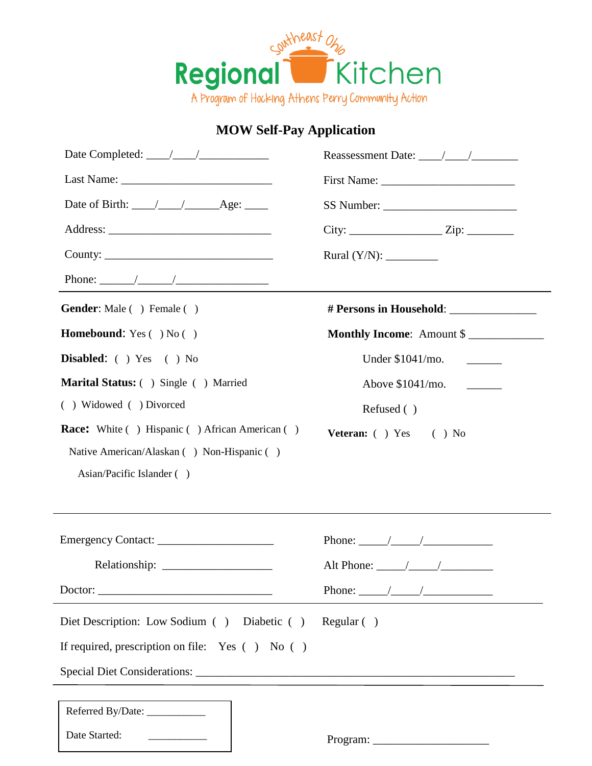Southeast Ohio

# Regional Kitchen

A Program of Hocking Athens Perry Community Action

## MOW Self-Pay Application

Date Completed: ____/____/____________

Reassessment Date: ____/____/________

Last Name: __________________________

First Name: _______________________

Date of Birth: ____/____/______Age: ____

SS Number: _______________________

Address: ____________________________

City: ________________ Zip: ________

County: _____________________________

Rural (Y/N): _________

Phone: ______/______/________________

---

**Gender**: Male ( ) Female ( )

**Homebound**: Yes ( ) No ( )

**Disabled**: ( ) Yes ( ) No

**Marital Status:** ( ) Single ( ) Married ( ) Widowed ( ) Divorced

**Race:** White ( ) Hispanic ( ) African American ( ) Native American/Alaskan ( ) Non-Hispanic ( ) Asian/Pacific Islander ( )

**# Persons in Household**: _______________

**Monthly Income**: Amount $ _____________

Under $1041/mo. ______

Above $1041/mo. ______

Refused ( )

**Veteran:** ( ) Yes ( ) No

---

Emergency Contact: ____________________

Phone: _____/_____/____________

Relationship: ___________________

Alt Phone: _____/_____/_________

Doctor: ______________________________

Phone: _____/_____/____________

---

Diet Description: Low Sodium ( ) Diabetic ( ) Regular ( )

If required, prescription on file: Yes ( ) No ( )

Special Diet Considerations: _________________________________________________________

---

Referred By/Date: ___________

Date Started: ___________

Program: ____________________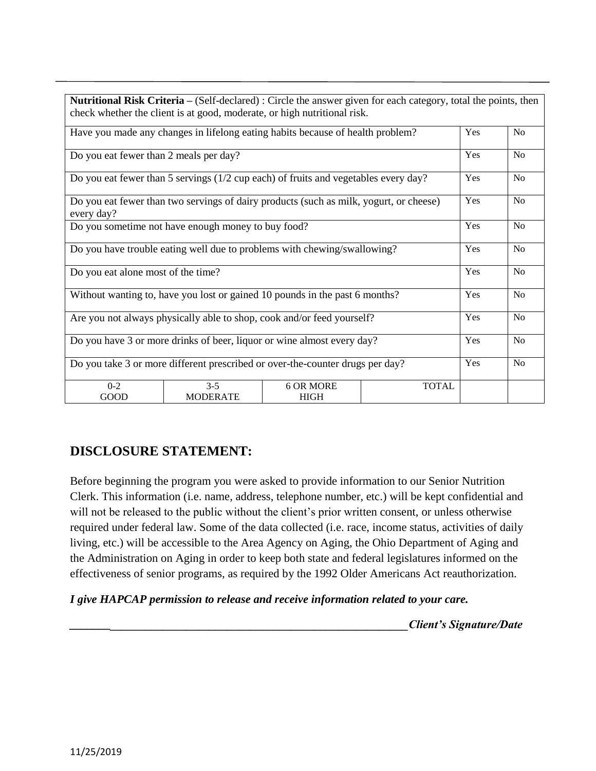| | | |
|---|---|---|
| **Nutritional Risk Criteria –** (Self-declared) : Circle the answer given for each category, total the points, then check whether the client is at good, moderate, or high nutritional risk. | | |
| Have you made any changes in lifelong eating habits because of health problem? | Yes | No |
| Do you eat fewer than 2 meals per day? | Yes | No |
| Do you eat fewer than 5 servings (1/2 cup each) of fruits and vegetables every day? | Yes | No |
| Do you eat fewer than two servings of dairy products (such as milk, yogurt, or cheese) every day? | Yes | No |
| Do you sometime not have enough money to buy food? | Yes | No |
| Do you have trouble eating well due to problems with chewing/swallowing? | Yes | No |
| Do you eat alone most of the time? | Yes | No |
| Without wanting to, have you lost or gained 10 pounds in the past 6 months? | Yes | No |
| Are you not always physically able to shop, cook and/or feed yourself? | Yes | No |
| Do you have 3 or more drinks of beer, liquor or wine almost every day? | Yes | No |
| Do you take 3 or more different prescribed or over-the-counter drugs per day? | Yes | No |
| 0-2 GOOD / 3-5 MODERATE / 6 OR MORE HIGH / TOTAL | | |

## DISCLOSURE STATEMENT:

Before beginning the program you were asked to provide information to our Senior Nutrition Clerk. This information (i.e. name, address, telephone number, etc.) will be kept confidential and will not be released to the public without the client's prior written consent, or unless otherwise required under federal law. Some of the data collected (i.e. race, income status, activities of daily living, etc.) will be accessible to the Area Agency on Aging, the Ohio Department of Aging and the Administration on Aging in order to keep both state and federal legislatures informed on the effectiveness of senior programs, as required by the 1992 Older Americans Act reauthorization.

***I give HAPCAP permission to release and receive information related to your care.***

______________________________________________________________ ***Client's Signature/Date***

11/25/2019